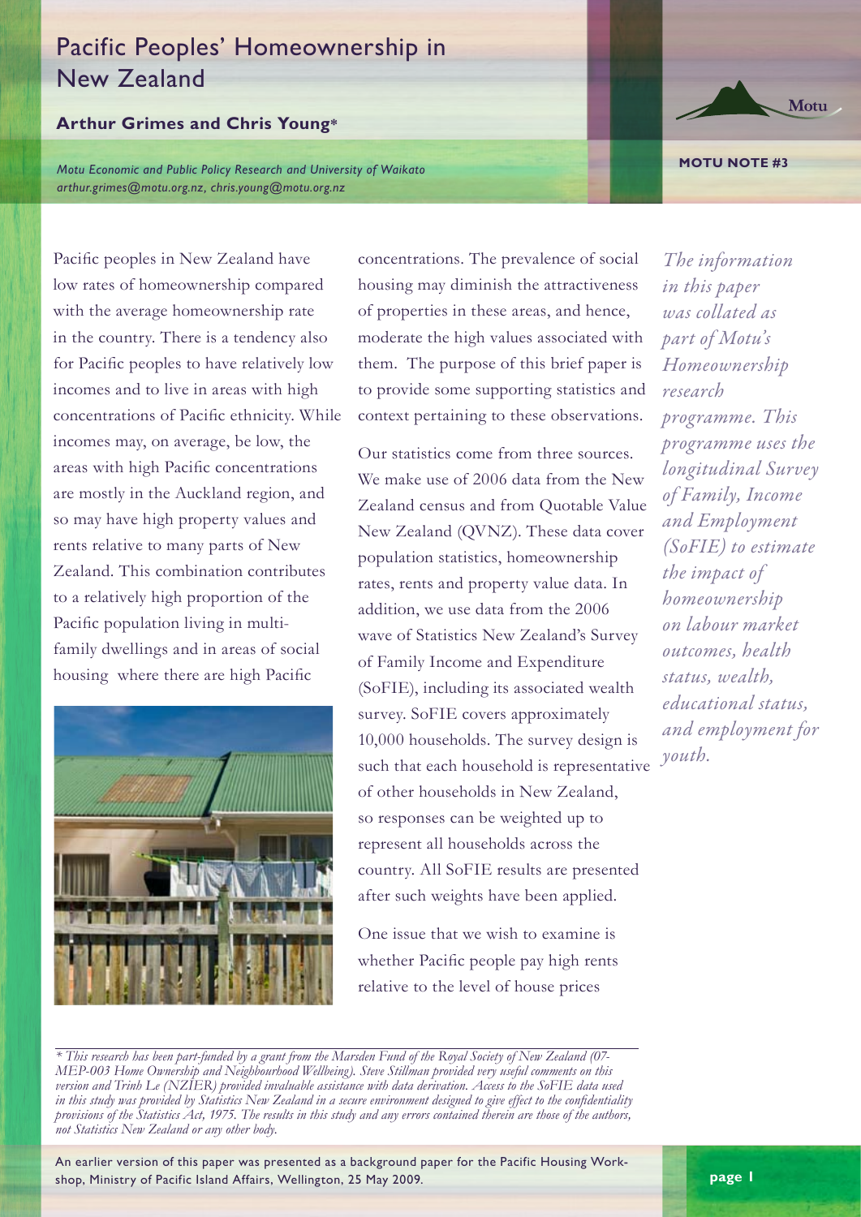# Pacific Peoples' Homeownership in New Zealand

**Arthur Grimes and Chris Young***

*Motu Economic and Public Policy Research and University of Waikato*
*arthur.grimes@motu.org.nz, chris.young@motu.org.nz*

**MOTU NOTE #3**

Pacific peoples in New Zealand have low rates of homeownership compared with the average homeownership rate in the country. There is a tendency also for Pacific peoples to have relatively low incomes and to live in areas with high concentrations of Pacific ethnicity. While incomes may, on average, be low, the areas with high Pacific concentrations are mostly in the Auckland region, and so may have high property values and rents relative to many parts of New Zealand. This combination contributes to a relatively high proportion of the Pacific population living in multi-family dwellings and in areas of social housing where there are high Pacific concentrations. The prevalence of social housing may diminish the attractiveness of properties in these areas, and hence, moderate the high values associated with them. The purpose of this brief paper is to provide some supporting statistics and context pertaining to these observations.

Our statistics come from three sources. We make use of 2006 data from the New Zealand census and from Quotable Value New Zealand (QVNZ). These data cover population statistics, homeownership rates, rents and property value data. In addition, we use data from the 2006 wave of Statistics New Zealand's Survey of Family Income and Expenditure (SoFIE), including its associated wealth survey. SoFIE covers approximately 10,000 households. The survey design is such that each household is representative of other households in New Zealand, so responses can be weighted up to represent all households across the country. All SoFIE results are presented after such weights have been applied.

One issue that we wish to examine is whether Pacific people pay high rents relative to the level of house prices

*The information in this paper was collated as part of Motu's Homeownership research programme. This programme uses the longitudinal Survey of Family, Income and Employment (SoFIE) to estimate the impact of homeownership on labour market outcomes, health status, wealth, educational status, and employment for youth.*

*\* This research has been part-funded by a grant from the Marsden Fund of the Royal Society of New Zealand (07-MEP-003 Home Ownership and Neighbourhood Wellbeing). Steve Stillman provided very useful comments on this version and Trinh Le (NZIER) provided invaluable assistance with data derivation. Access to the SoFIE data used in this study was provided by Statistics New Zealand in a secure environment designed to give effect to the confidentiality provisions of the Statistics Act, 1975. The results in this study and any errors contained therein are those of the authors, not Statistics New Zealand or any other body.*

An earlier version of this paper was presented as a background paper for the Pacific Housing Workshop, Ministry of Pacific Island Affairs, Wellington, 25 May 2009.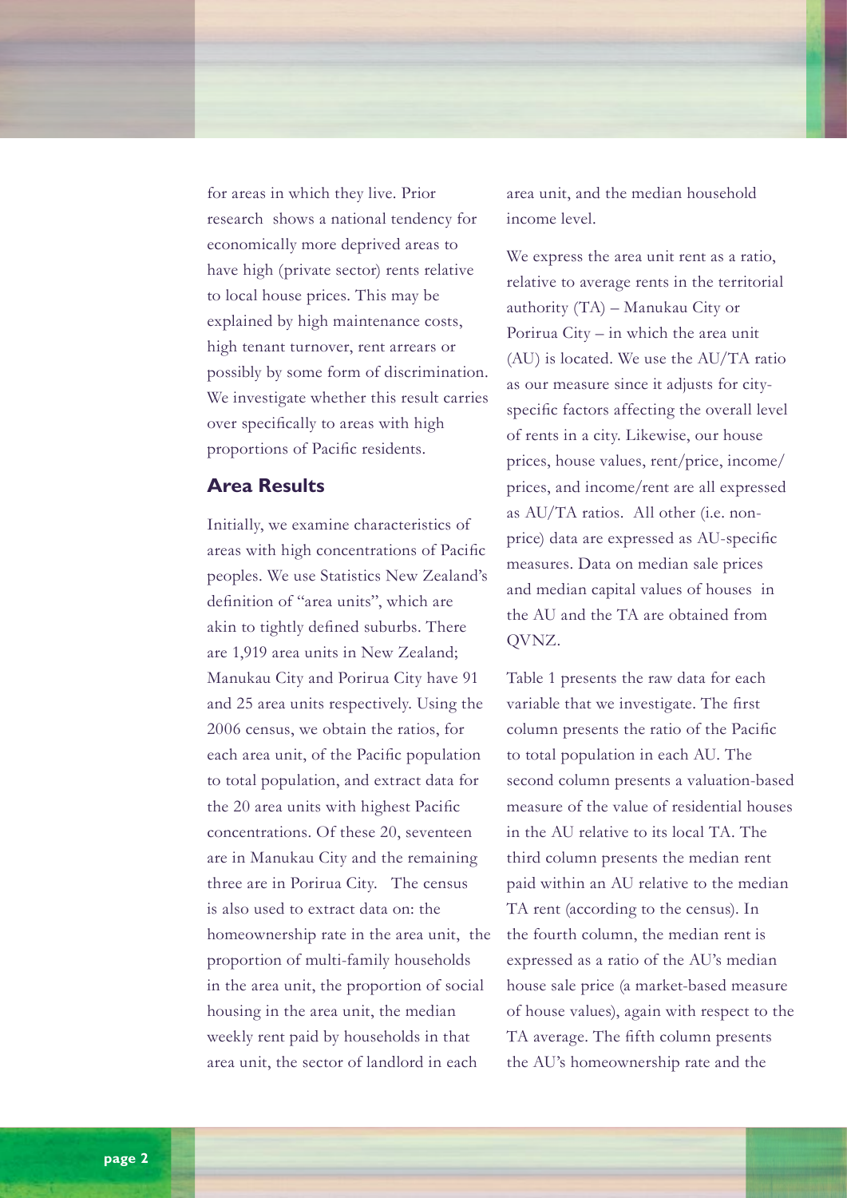for areas in which they live. Prior research shows a national tendency for economically more deprived areas to have high (private sector) rents relative to local house prices. This may be explained by high maintenance costs, high tenant turnover, rent arrears or possibly by some form of discrimination. We investigate whether this result carries over specifically to areas with high proportions of Pacific residents.

## Area Results

Initially, we examine characteristics of areas with high concentrations of Pacific peoples. We use Statistics New Zealand's definition of "area units", which are akin to tightly defined suburbs. There are 1,919 area units in New Zealand; Manukau City and Porirua City have 91 and 25 area units respectively. Using the 2006 census, we obtain the ratios, for each area unit, of the Pacific population to total population, and extract data for the 20 area units with highest Pacific concentrations. Of these 20, seventeen are in Manukau City and the remaining three are in Porirua City. The census is also used to extract data on: the homeownership rate in the area unit, the proportion of multi-family households in the area unit, the proportion of social housing in the area unit, the median weekly rent paid by households in that area unit, the sector of landlord in each area unit, and the median household income level.

We express the area unit rent as a ratio, relative to average rents in the territorial authority (TA) – Manukau City or Porirua City – in which the area unit (AU) is located. We use the AU/TA ratio as our measure since it adjusts for city-specific factors affecting the overall level of rents in a city. Likewise, our house prices, house values, rent/price, income/prices, and income/rent are all expressed as AU/TA ratios. All other (i.e. non-price) data are expressed as AU-specific measures. Data on median sale prices and median capital values of houses in the AU and the TA are obtained from QVNZ.

Table 1 presents the raw data for each variable that we investigate. The first column presents the ratio of the Pacific to total population in each AU. The second column presents a valuation-based measure of the value of residential houses in the AU relative to its local TA. The third column presents the median rent paid within an AU relative to the median TA rent (according to the census). In the fourth column, the median rent is expressed as a ratio of the AU's median house sale price (a market-based measure of house values), again with respect to the TA average. The fifth column presents the AU's homeownership rate and the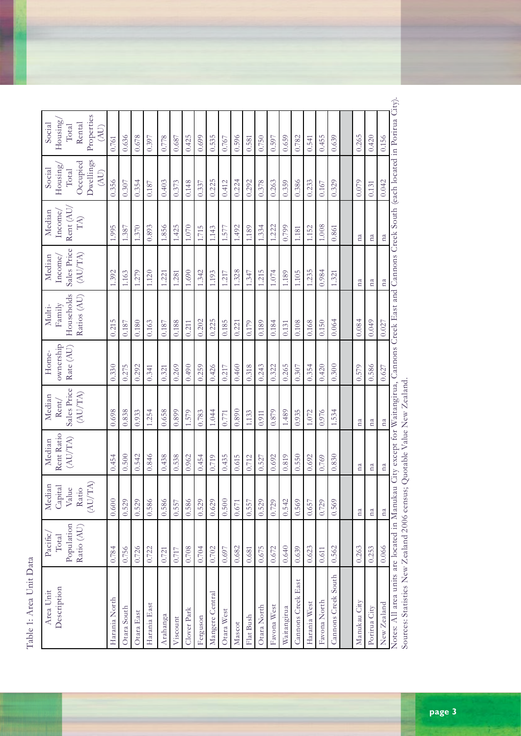Table 1: Area Unit Data

| Area Unit Description | Pacific/ Total Population Ratio (AU) | Median Capital Value Ratio (AU/TA) | Median Rent Ratio (AU/TA) | Median Rent/ Sales Price (AU/TA) | Home-ownership Rate (AU) | Multi-Family Households Ratios (AU) | Median Income/ Sales Price (AU/TA) | Median Income/ Rent (AU/ TA) | Social Housing/ Total Occupied Dwellings (AU) | Social Housing/ Total Rental Properties (AU) |
|---|---|---|---|---|---|---|---|---|---|---|
| Harania North | 0.784 | 0.600 | 0.454 | 0.698 | 0.330 | 0.215 | 1.392 | 1.995 | 0.356 | 0.761 |
| Otara South | 0.756 | 0.529 | 0.500 | 0.838 | 0.275 | 0.187 | 1.163 | 1.387 | 0.307 | 0.636 |
| Otara East | 0.726 | 0.529 | 0.542 | 0.933 | 0.292 | 0.180 | 1.279 | 1.370 | 0.354 | 0.678 |
| Harania East | 0.722 | 0.586 | 0.846 | 1.254 | 0.341 | 0.163 | 1.120 | 0.893 | 0.187 | 0.397 |
| Arahanga | 0.721 | 0.586 | 0.438 | 0.658 | 0.321 | 0.187 | 1.221 | 1.856 | 0.403 | 0.778 |
| Viscount | 0.717 | 0.557 | 0.538 | 0.899 | 0.269 | 0.188 | 1.281 | 1.425 | 0.373 | 0.687 |
| Clover Park | 0.708 | 0.586 | 0.962 | 1.579 | 0.490 | 0.211 | 1.690 | 1.070 | 0.148 | 0.425 |
| Ferguson | 0.704 | 0.529 | 0.454 | 0.783 | 0.259 | 0.202 | 1.342 | 1.715 | 0.337 | 0.699 |
| Mangere Central | 0.702 | 0.629 | 0.719 | 1.044 | 0.426 | 0.225 | 1.193 | 1.143 | 0.225 | 0.535 |
| Otara West | 0.697 | 0.500 | 0.435 | 0.771 | 0.217 | 0.185 | 1.217 | 1.577 | 0.412 | 0.767 |
| Mascot | 0.682 | 0.671 | 0.615 | 0.890 | 0.460 | 0.221 | 1.328 | 1.492 | 0.224 | 0.596 |
| Flat Bush | 0.681 | 0.557 | 0.712 | 1.133 | 0.318 | 0.179 | 1.347 | 1.189 | 0.292 | 0.581 |
| Otara North | 0.675 | 0.529 | 0.527 | 0.911 | 0.243 | 0.189 | 1.215 | 1.334 | 0.378 | 0.750 |
| Favona West | 0.672 | 0.729 | 0.692 | 0.879 | 0.322 | 0.184 | 1.074 | 1.222 | 0.263 | 0.597 |
| Waitangirua | 0.640 | 0.542 | 0.819 | 1.489 | 0.265 | 0.131 | 1.189 | 0.799 | 0.359 | 0.659 |
| Cannons Creek East | 0.639 | 0.569 | 0.550 | 0.935 | 0.307 | 0.108 | 1.105 | 1.181 | 0.386 | 0.782 |
| Harania West | 0.623 | 0.657 | 0.692 | 1.072 | 0.354 | 0.168 | 1.235 | 1.152 | 0.233 | 0.541 |
| Favona North | 0.611 | 0.729 | 0.769 | 0.976 | 0.420 | 0.150 | 0.984 | 1.008 | 0.167 | 0.455 |
| Cannons Creek South | 0.562 | 0.569 | 0.830 | 1.534 | 0.300 | 0.064 | 1.321 | 0.861 | 0.329 | 0.639 |
| | | | | | | | | | | |
| Manukau City | 0.263 | na | na | na | 0.579 | 0.084 | na | na | 0.079 | 0.265 |
| Porirua City | 0.253 | na | na | na | 0.586 | 0.049 | na | na | 0.131 | 0.420 |
| New Zealand | 0.066 | na | na | na | 0.627 | 0.027 | na | na | 0.042 | 0.156 |

Notes: All area units are located in Manukau City except for Waitangirua, Cannons Creek East and Cannons Creek South (each located in Porirua City).
Sources: Statistics New Zealand 2006 census; Quotable Value New Zealand.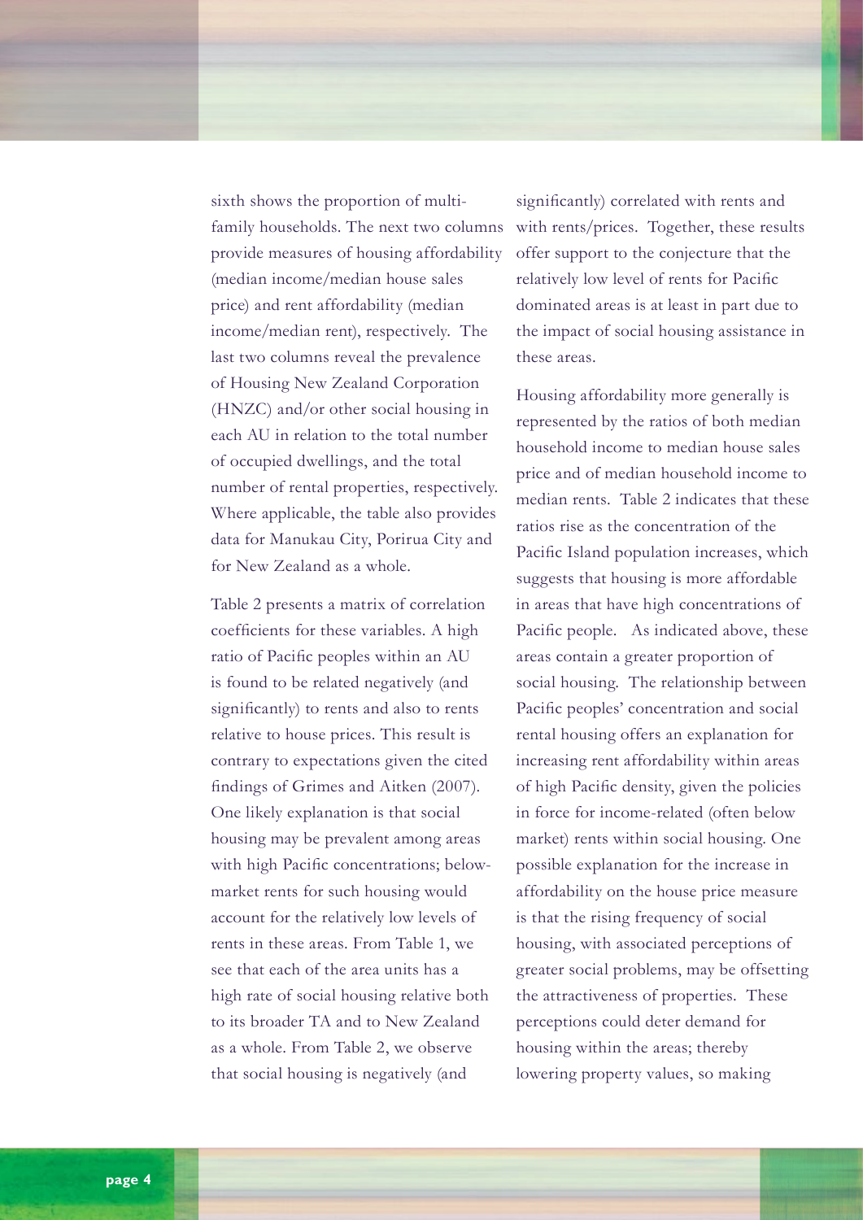sixth shows the proportion of multi-family households. The next two columns provide measures of housing affordability (median income/median house sales price) and rent affordability (median income/median rent), respectively. The last two columns reveal the prevalence of Housing New Zealand Corporation (HNZC) and/or other social housing in each AU in relation to the total number of occupied dwellings, and the total number of rental properties, respectively. Where applicable, the table also provides data for Manukau City, Porirua City and for New Zealand as a whole.

Table 2 presents a matrix of correlation coefficients for these variables. A high ratio of Pacific peoples within an AU is found to be related negatively (and significantly) to rents and also to rents relative to house prices. This result is contrary to expectations given the cited findings of Grimes and Aitken (2007). One likely explanation is that social housing may be prevalent among areas with high Pacific concentrations; below-market rents for such housing would account for the relatively low levels of rents in these areas. From Table 1, we see that each of the area units has a high rate of social housing relative both to its broader TA and to New Zealand as a whole. From Table 2, we observe that social housing is negatively (and significantly) correlated with rents and with rents/prices. Together, these results offer support to the conjecture that the relatively low level of rents for Pacific dominated areas is at least in part due to the impact of social housing assistance in these areas.

Housing affordability more generally is represented by the ratios of both median household income to median house sales price and of median household income to median rents. Table 2 indicates that these ratios rise as the concentration of the Pacific Island population increases, which suggests that housing is more affordable in areas that have high concentrations of Pacific people. As indicated above, these areas contain a greater proportion of social housing. The relationship between Pacific peoples' concentration and social rental housing offers an explanation for increasing rent affordability within areas of high Pacific density, given the policies in force for income-related (often below market) rents within social housing. One possible explanation for the increase in affordability on the house price measure is that the rising frequency of social housing, with associated perceptions of greater social problems, may be offsetting the attractiveness of properties. These perceptions could deter demand for housing within the areas; thereby lowering property values, so making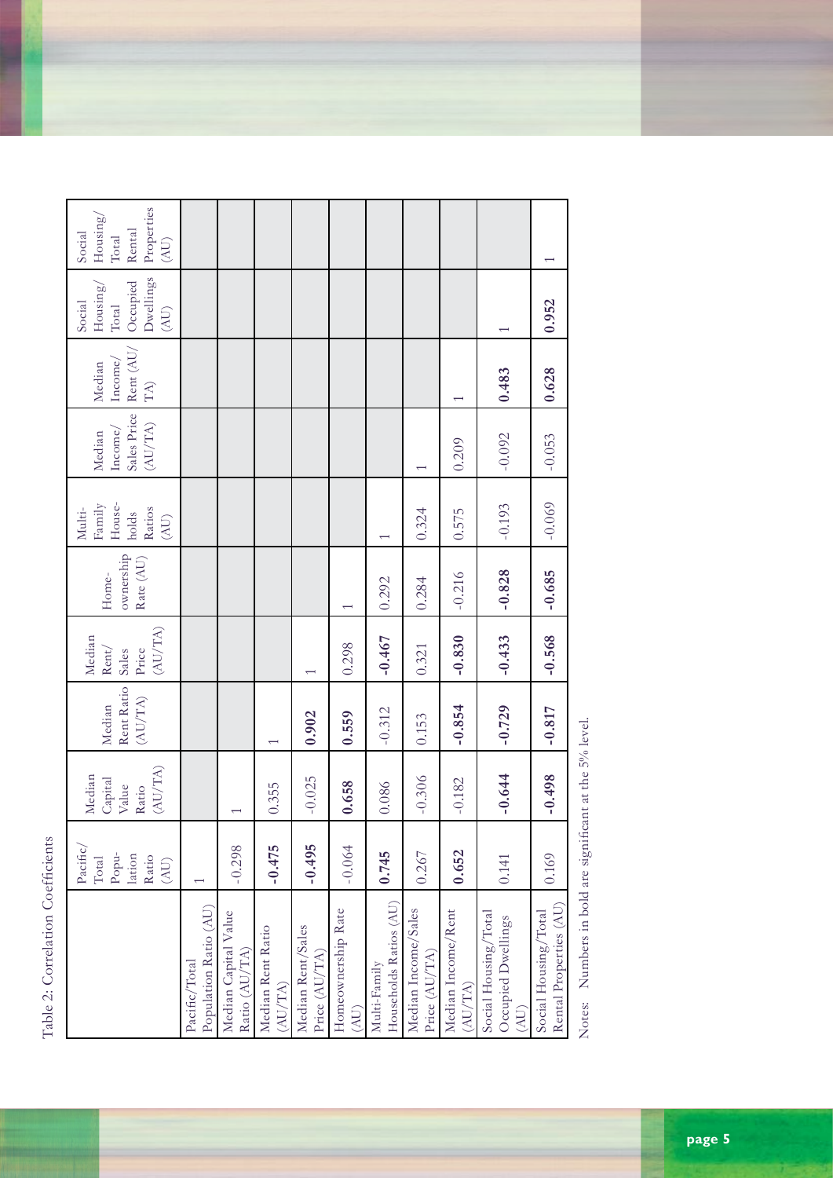Table 2: Correlation Coefficients

| | Pacific/Total Population Ratio (AU) | Median Capital Value Ratio (AU/TA) | Median Rent Ratio (AU/TA) | Median Rent/Sales Price (AU/TA) | Home-ownership Rate (AU) | Multi-Family Households Ratios (AU) | Median Income/Sales Price (AU/TA) | Median Income/Rent (AU/TA) | Social Housing/Total Occupied Dwellings (AU) | Social Housing/Total Rental Properties (AU) |
|---|---|---|---|---|---|---|---|---|---|---|
| Pacific/Total Population Ratio (AU) | 1 | | | | | | | | | |
| Median Capital Value Ratio (AU/TA) | -0.298 | 1 | | | | | | | | |
| Median Rent Ratio (AU/TA) | **-0.475** | 0.355 | 1 | | | | | | | |
| Median Rent/Sales Price (AU/TA) | **-0.495** | -0.025 | **0.902** | 1 | | | | | | |
| Homeownership Rate (AU) | -0.064 | **0.658** | **0.559** | 0.298 | 1 | | | | | |
| Multi-Family Households Ratios (AU) | **0.745** | 0.086 | -0.312 | **-0.467** | 0.292 | 1 | | | | |
| Median Income/Sales Price (AU/TA) | 0.267 | -0.306 | 0.153 | 0.321 | 0.284 | 0.324 | 1 | | | |
| Median Income/Rent (AU/TA) | **0.652** | -0.182 | **-0.854** | **-0.830** | -0.216 | 0.575 | 0.209 | 1 | | |
| Social Housing/Total Occupied Dwellings (AU) | 0.141 | **-0.644** | **-0.729** | **-0.433** | **-0.828** | -0.193 | -0.092 | **0.483** | 1 | |
| Social Housing/Total Rental Properties (AU) | 0.169 | **-0.498** | **-0.817** | **-0.568** | **-0.685** | -0.069 | -0.053 | **0.628** | **0.952** | 1 |

Notes: Numbers in bold are significant at the 5% level.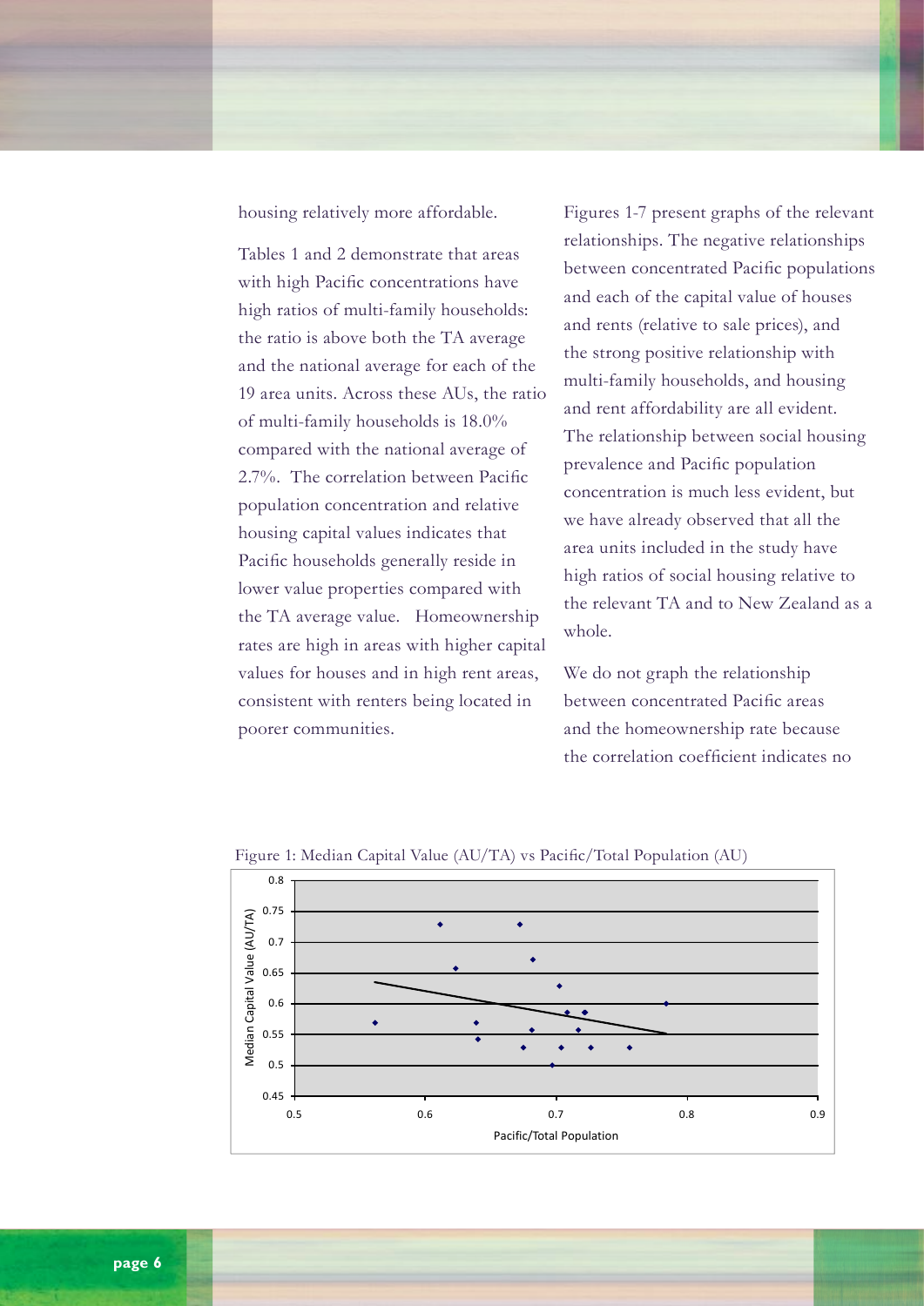housing relatively more affordable.

Tables 1 and 2 demonstrate that areas with high Pacific concentrations have high ratios of multi-family households: the ratio is above both the TA average and the national average for each of the 19 area units. Across these AUs, the ratio of multi-family households is 18.0% compared with the national average of 2.7%. The correlation between Pacific population concentration and relative housing capital values indicates that Pacific households generally reside in lower value properties compared with the TA average value. Homeownership rates are high in areas with higher capital values for houses and in high rent areas, consistent with renters being located in poorer communities.

Figures 1-7 present graphs of the relevant relationships. The negative relationships between concentrated Pacific populations and each of the capital value of houses and rents (relative to sale prices), and the strong positive relationship with multi-family households, and housing and rent affordability are all evident. The relationship between social housing prevalence and Pacific population concentration is much less evident, but we have already observed that all the area units included in the study have high ratios of social housing relative to the relevant TA and to New Zealand as a whole.

We do not graph the relationship between concentrated Pacific areas and the homeownership rate because the correlation coefficient indicates no

Figure 1: Median Capital Value (AU/TA) vs Pacific/Total Population (AU)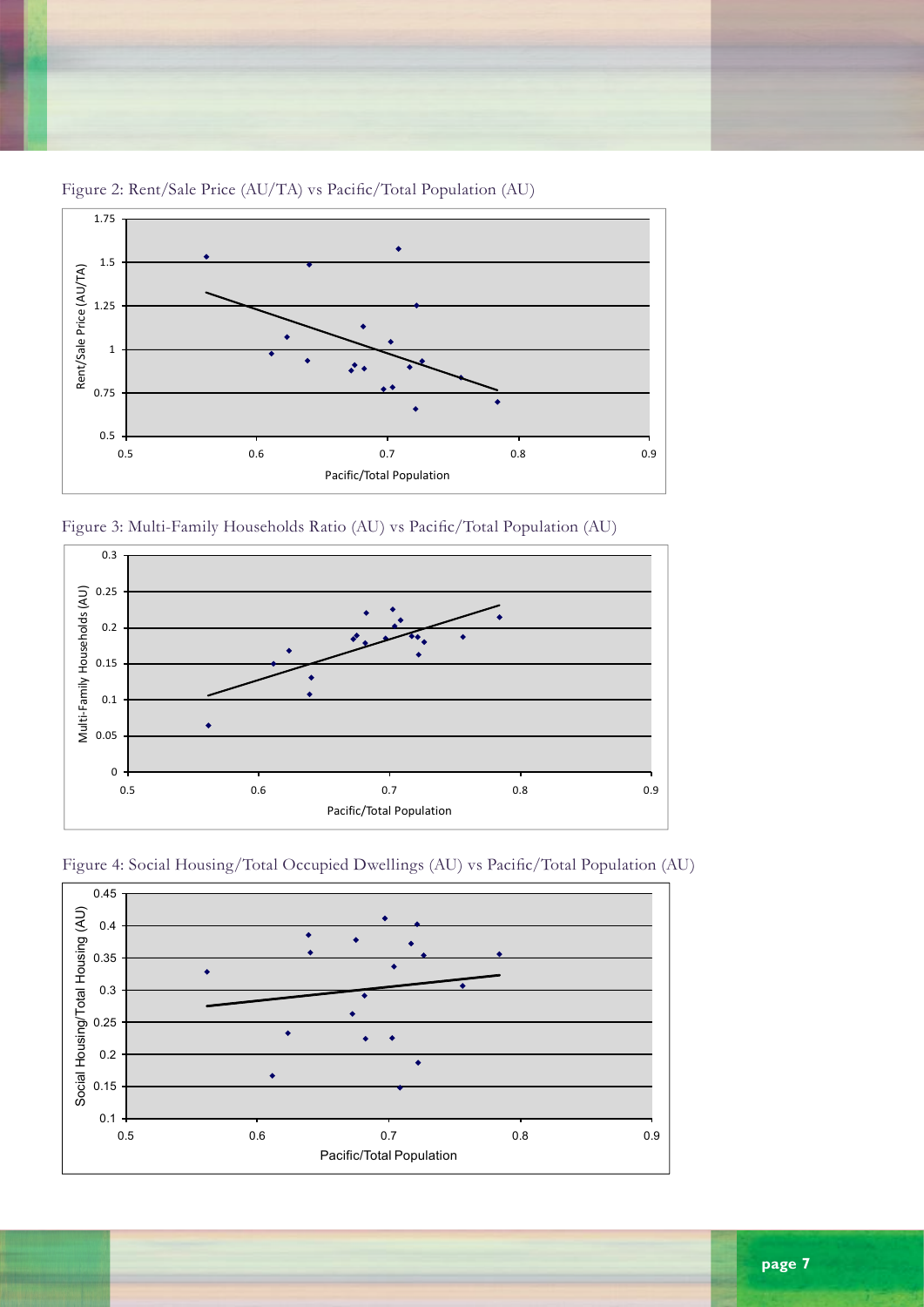Figure 2: Rent/Sale Price (AU/TA) vs Pacific/Total Population (AU)

Figure 3: Multi-Family Households Ratio (AU) vs Pacific/Total Population (AU)

Figure 4: Social Housing/Total Occupied Dwellings (AU) vs Pacific/Total Population (AU)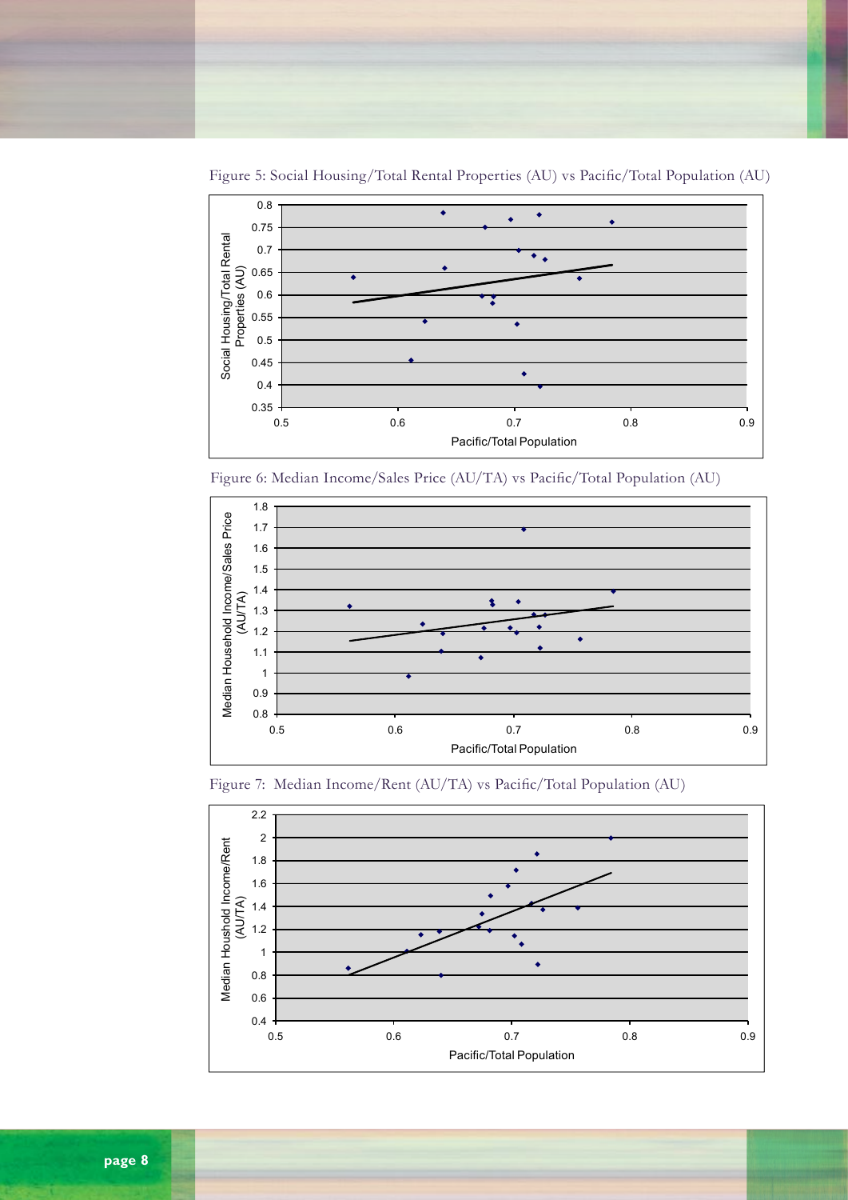Figure 5: Social Housing/Total Rental Properties (AU) vs Pacific/Total Population (AU)

Figure 6: Median Income/Sales Price (AU/TA) vs Pacific/Total Population (AU)

Figure 7: Median Income/Rent (AU/TA) vs Pacific/Total Population (AU)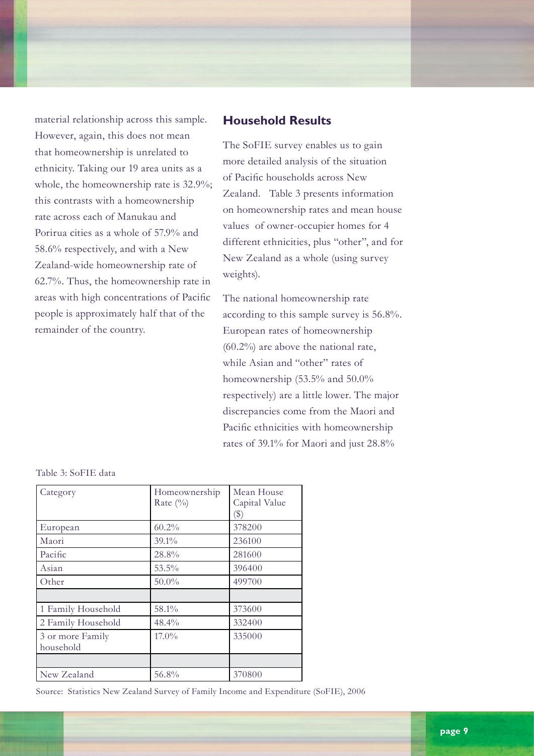material relationship across this sample. However, again, this does not mean that homeownership is unrelated to ethnicity. Taking our 19 area units as a whole, the homeownership rate is 32.9%; this contrasts with a homeownership rate across each of Manukau and Porirua cities as a whole of 57.9% and 58.6% respectively, and with a New Zealand-wide homeownership rate of 62.7%. Thus, the homeownership rate in areas with high concentrations of Pacific people is approximately half that of the remainder of the country.

## Household Results

The SoFIE survey enables us to gain more detailed analysis of the situation of Pacific households across New Zealand. Table 3 presents information on homeownership rates and mean house values of owner-occupier homes for 4 different ethnicities, plus "other", and for New Zealand as a whole (using survey weights).

The national homeownership rate according to this sample survey is 56.8%. European rates of homeownership (60.2%) are above the national rate, while Asian and "other" rates of homeownership (53.5% and 50.0% respectively) are a little lower. The major discrepancies come from the Maori and Pacific ethnicities with homeownership rates of 39.1% for Maori and just 28.8%

Table 3: SoFIE data

| Category | Homeownership Rate (%) | Mean House Capital Value ($) |
|---|---|---|
| European | 60.2% | 378200 |
| Maori | 39.1% | 236100 |
| Pacific | 28.8% | 281600 |
| Asian | 53.5% | 396400 |
| Other | 50.0% | 499700 |
| | | |
| 1 Family Household | 58.1% | 373600 |
| 2 Family Household | 48.4% | 332400 |
| 3 or more Family household | 17.0% | 335000 |
| | | |
| New Zealand | 56.8% | 370800 |

Source: Statistics New Zealand Survey of Family Income and Expenditure (SoFIE), 2006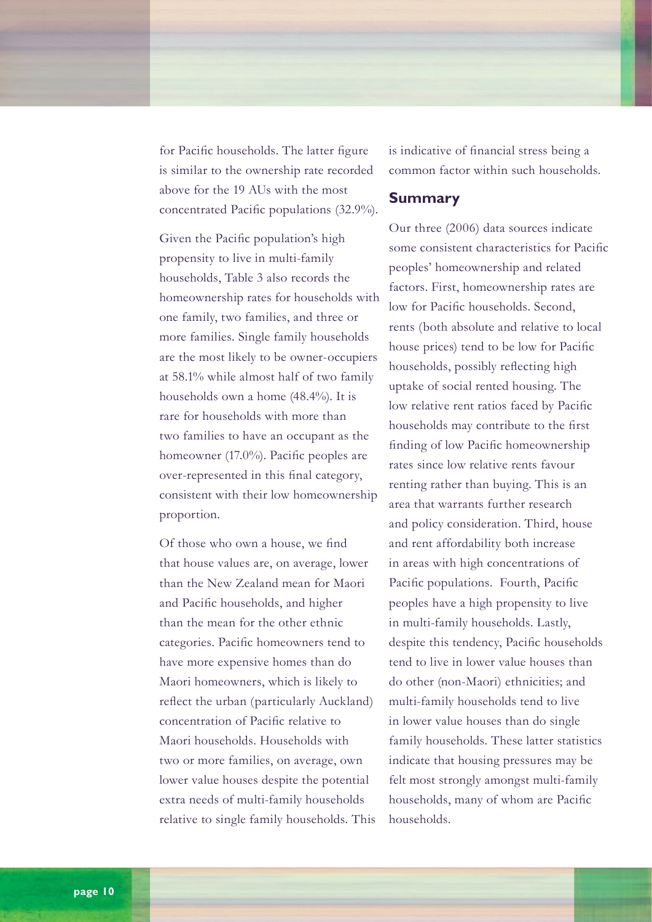for Pacific households. The latter figure is similar to the ownership rate recorded above for the 19 AUs with the most concentrated Pacific populations (32.9%).

Given the Pacific population's high propensity to live in multi-family households, Table 3 also records the homeownership rates for households with one family, two families, and three or more families. Single family households are the most likely to be owner-occupiers at 58.1% while almost half of two family households own a home (48.4%). It is rare for households with more than two families to have an occupant as the homeowner (17.0%). Pacific peoples are over-represented in this final category, consistent with their low homeownership proportion.

Of those who own a house, we find that house values are, on average, lower than the New Zealand mean for Maori and Pacific households, and higher than the mean for the other ethnic categories. Pacific homeowners tend to have more expensive homes than do Maori homeowners, which is likely to reflect the urban (particularly Auckland) concentration of Pacific relative to Maori households. Households with two or more families, on average, own lower value houses despite the potential extra needs of multi-family households relative to single family households. This is indicative of financial stress being a common factor within such households.

## Summary

Our three (2006) data sources indicate some consistent characteristics for Pacific peoples' homeownership and related factors. First, homeownership rates are low for Pacific households. Second, rents (both absolute and relative to local house prices) tend to be low for Pacific households, possibly reflecting high uptake of social rented housing. The low relative rent ratios faced by Pacific households may contribute to the first finding of low Pacific homeownership rates since low relative rents favour renting rather than buying. This is an area that warrants further research and policy consideration. Third, house and rent affordability both increase in areas with high concentrations of Pacific populations. Fourth, Pacific peoples have a high propensity to live in multi-family households. Lastly, despite this tendency, Pacific households tend to live in lower value houses than do other (non-Maori) ethnicities; and multi-family households tend to live in lower value houses than do single family households. These latter statistics indicate that housing pressures may be felt most strongly amongst multi-family households, many of whom are Pacific households.